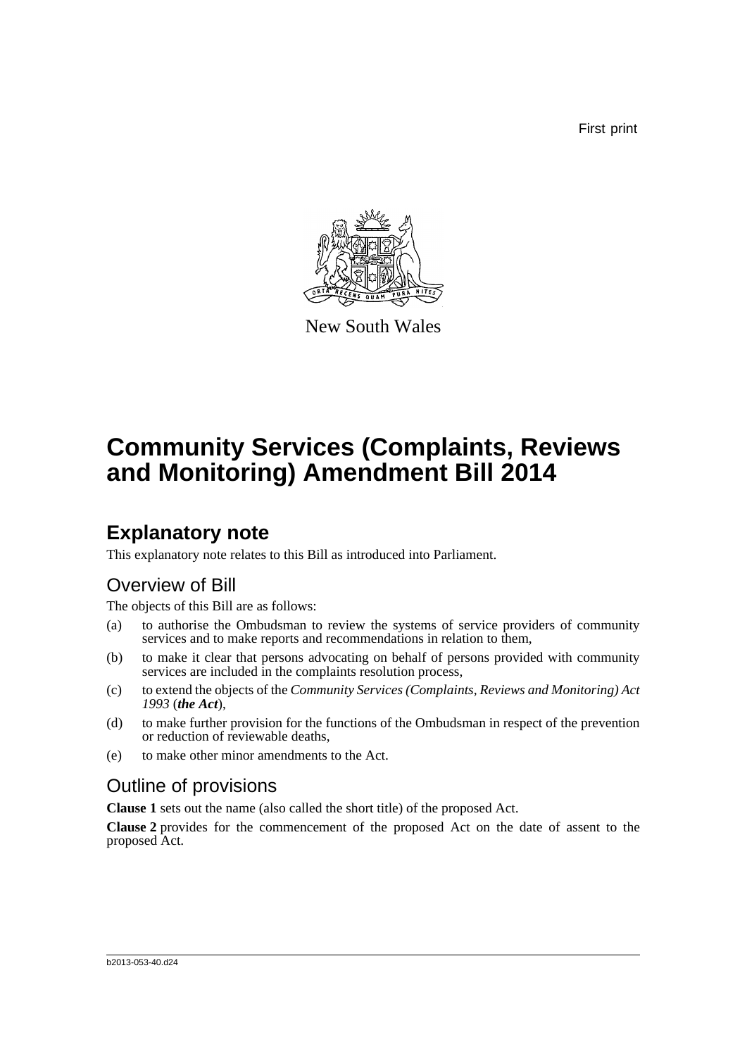First print

New South Wales

# Community Services (Complaints, Reviews and Monitoring) Amendment Bill 2014

## Explanatory note

This explanatory note relates to this Bill as introduced into Parliament.

### Overview of Bill

The objects of this Bill are as follows:

(a) to authorise the Ombudsman to review the systems of service providers of community services and to make reports and recommendations in relation to them,

(b) to make it clear that persons advocating on behalf of persons provided with community services are included in the complaints resolution process,

(c) to extend the objects of the *Community Services (Complaints, Reviews and Monitoring) Act 1993* (***the Act***),

(d) to make further provision for the functions of the Ombudsman in respect of the prevention or reduction of reviewable deaths,

(e) to make other minor amendments to the Act.

### Outline of provisions

**Clause 1** sets out the name (also called the short title) of the proposed Act.

**Clause 2** provides for the commencement of the proposed Act on the date of assent to the proposed Act.

b2013-053-40.d24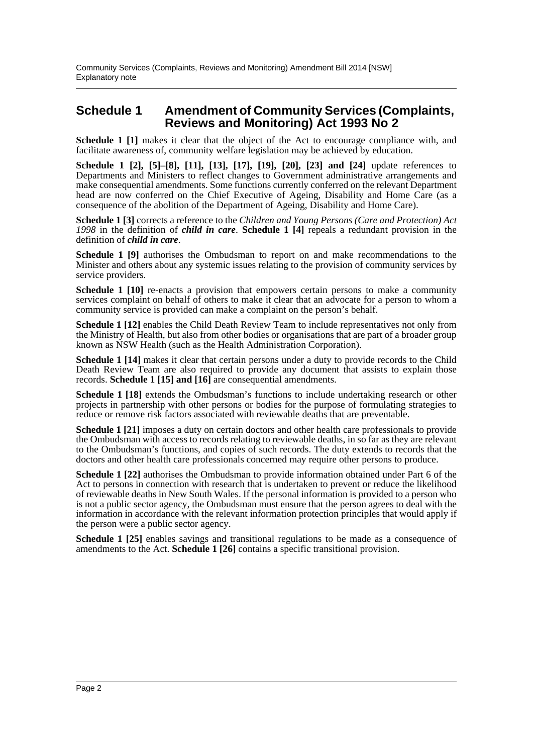## Schedule 1 Amendment of Community Services (Complaints, Reviews and Monitoring) Act 1993 No 2

**Schedule 1 [1]** makes it clear that the object of the Act to encourage compliance with, and facilitate awareness of, community welfare legislation may be achieved by education.

**Schedule 1 [2], [5]–[8], [11], [13], [17], [19], [20], [23] and [24]** update references to Departments and Ministers to reflect changes to Government administrative arrangements and make consequential amendments. Some functions currently conferred on the relevant Department head are now conferred on the Chief Executive of Ageing, Disability and Home Care (as a consequence of the abolition of the Department of Ageing, Disability and Home Care).

**Schedule 1 [3]** corrects a reference to the *Children and Young Persons (Care and Protection) Act 1998* in the definition of ***child in care***. **Schedule 1 [4]** repeals a redundant provision in the definition of ***child in care***.

**Schedule 1 [9]** authorises the Ombudsman to report on and make recommendations to the Minister and others about any systemic issues relating to the provision of community services by service providers.

**Schedule 1 [10]** re-enacts a provision that empowers certain persons to make a community services complaint on behalf of others to make it clear that an advocate for a person to whom a community service is provided can make a complaint on the person's behalf.

**Schedule 1 [12]** enables the Child Death Review Team to include representatives not only from the Ministry of Health, but also from other bodies or organisations that are part of a broader group known as NSW Health (such as the Health Administration Corporation).

**Schedule 1 [14]** makes it clear that certain persons under a duty to provide records to the Child Death Review Team are also required to provide any document that assists to explain those records. **Schedule 1 [15] and [16]** are consequential amendments.

**Schedule 1 [18]** extends the Ombudsman's functions to include undertaking research or other projects in partnership with other persons or bodies for the purpose of formulating strategies to reduce or remove risk factors associated with reviewable deaths that are preventable.

**Schedule 1 [21]** imposes a duty on certain doctors and other health care professionals to provide the Ombudsman with access to records relating to reviewable deaths, in so far as they are relevant to the Ombudsman's functions, and copies of such records. The duty extends to records that the doctors and other health care professionals concerned may require other persons to produce.

**Schedule 1 [22]** authorises the Ombudsman to provide information obtained under Part 6 of the Act to persons in connection with research that is undertaken to prevent or reduce the likelihood of reviewable deaths in New South Wales. If the personal information is provided to a person who is not a public sector agency, the Ombudsman must ensure that the person agrees to deal with the information in accordance with the relevant information protection principles that would apply if the person were a public sector agency.

**Schedule 1 [25]** enables savings and transitional regulations to be made as a consequence of amendments to the Act. **Schedule 1 [26]** contains a specific transitional provision.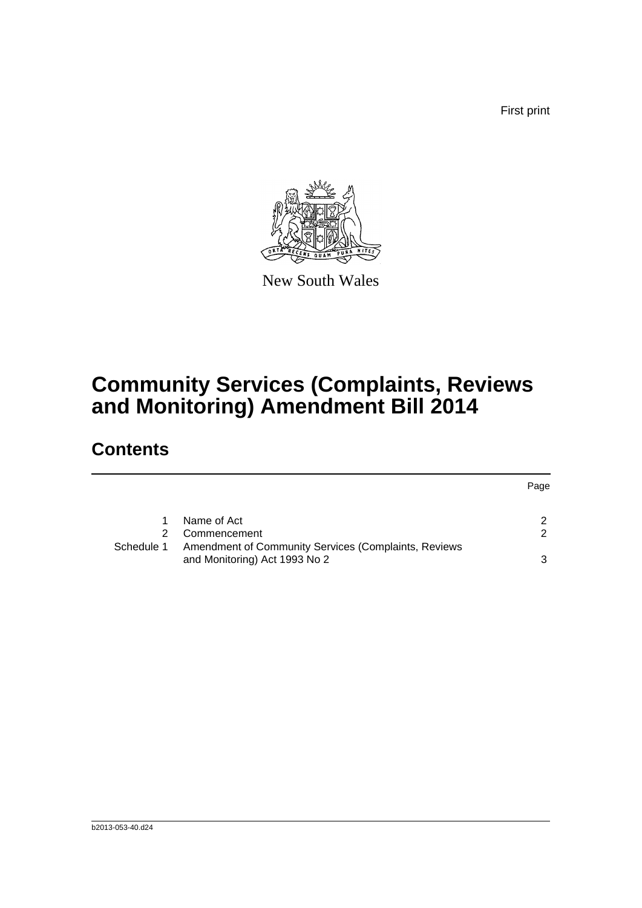First print

New South Wales

# Community Services (Complaints, Reviews and Monitoring) Amendment Bill 2014

## Contents

| | | Page |
|---|---|---|
| 1 | Name of Act | 2 |
| 2 | Commencement | 2 |
| Schedule 1 | Amendment of Community Services (Complaints, Reviews and Monitoring) Act 1993 No 2 | 3 |

b2013-053-40.d24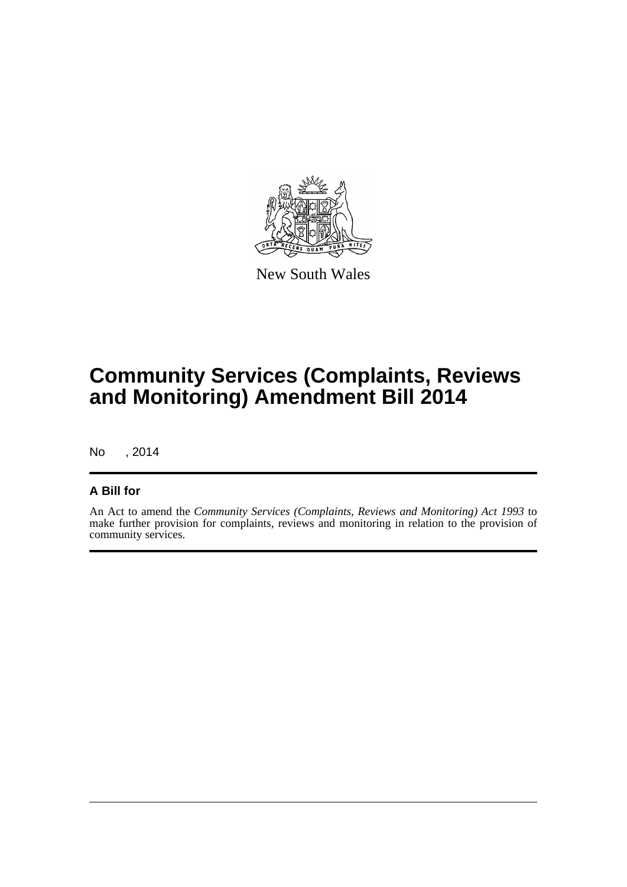New South Wales

# Community Services (Complaints, Reviews and Monitoring) Amendment Bill 2014

No , 2014

## A Bill for

An Act to amend the *Community Services (Complaints, Reviews and Monitoring) Act 1993* to make further provision for complaints, reviews and monitoring in relation to the provision of community services.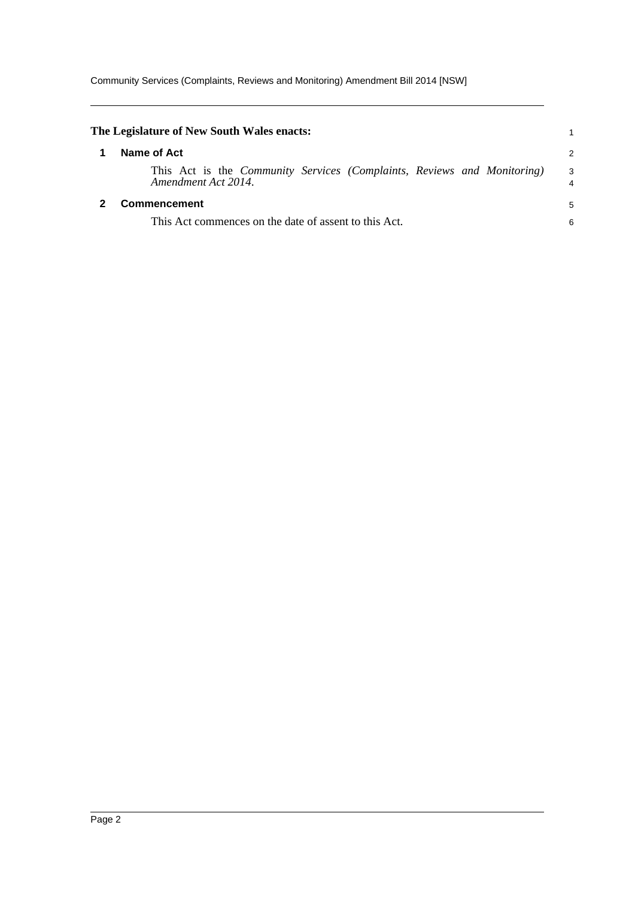**The Legislature of New South Wales enacts:**

## 1 Name of Act

This Act is the *Community Services (Complaints, Reviews and Monitoring) Amendment Act 2014*.

## 2 Commencement

This Act commences on the date of assent to this Act.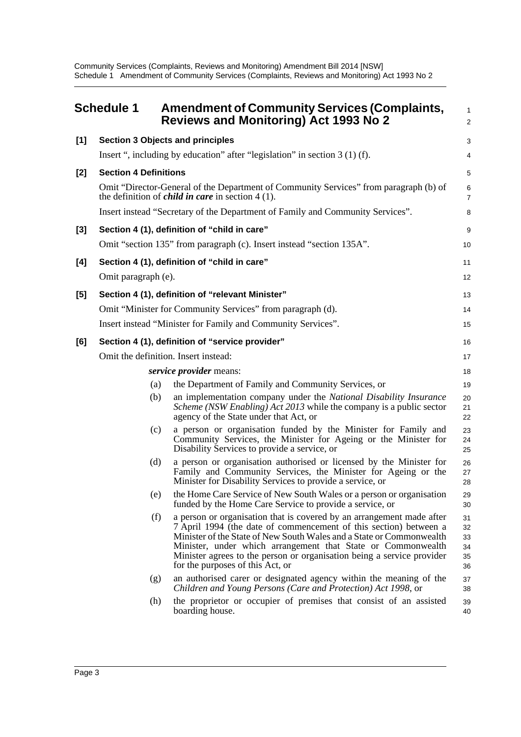## Schedule 1 Amendment of Community Services (Complaints, Reviews and Monitoring) Act 1993 No 2

**[1] Section 3 Objects and principles**

Insert ", including by education" after "legislation" in section 3 (1) (f).

**[2] Section 4 Definitions**

Omit "Director-General of the Department of Community Services" from paragraph (b) of the definition of ***child in care*** in section 4 (1).

Insert instead "Secretary of the Department of Family and Community Services".

**[3] Section 4 (1), definition of "child in care"**

Omit "section 135" from paragraph (c). Insert instead "section 135A".

**[4] Section 4 (1), definition of "child in care"**

Omit paragraph (e).

**[5] Section 4 (1), definition of "relevant Minister"**

Omit "Minister for Community Services" from paragraph (d).

Insert instead "Minister for Family and Community Services".

**[6] Section 4 (1), definition of "service provider"**

Omit the definition. Insert instead:

***service provider*** means:

(a) the Department of Family and Community Services, or

(b) an implementation company under the *National Disability Insurance Scheme (NSW Enabling) Act 2013* while the company is a public sector agency of the State under that Act, or

(c) a person or organisation funded by the Minister for Family and Community Services, the Minister for Ageing or the Minister for Disability Services to provide a service, or

(d) a person or organisation authorised or licensed by the Minister for Family and Community Services, the Minister for Ageing or the Minister for Disability Services to provide a service, or

(e) the Home Care Service of New South Wales or a person or organisation funded by the Home Care Service to provide a service, or

(f) a person or organisation that is covered by an arrangement made after 7 April 1994 (the date of commencement of this section) between a Minister of the State of New South Wales and a State or Commonwealth Minister, under which arrangement that State or Commonwealth Minister agrees to the person or organisation being a service provider for the purposes of this Act, or

(g) an authorised carer or designated agency within the meaning of the *Children and Young Persons (Care and Protection) Act 1998*, or

(h) the proprietor or occupier of premises that consist of an assisted boarding house.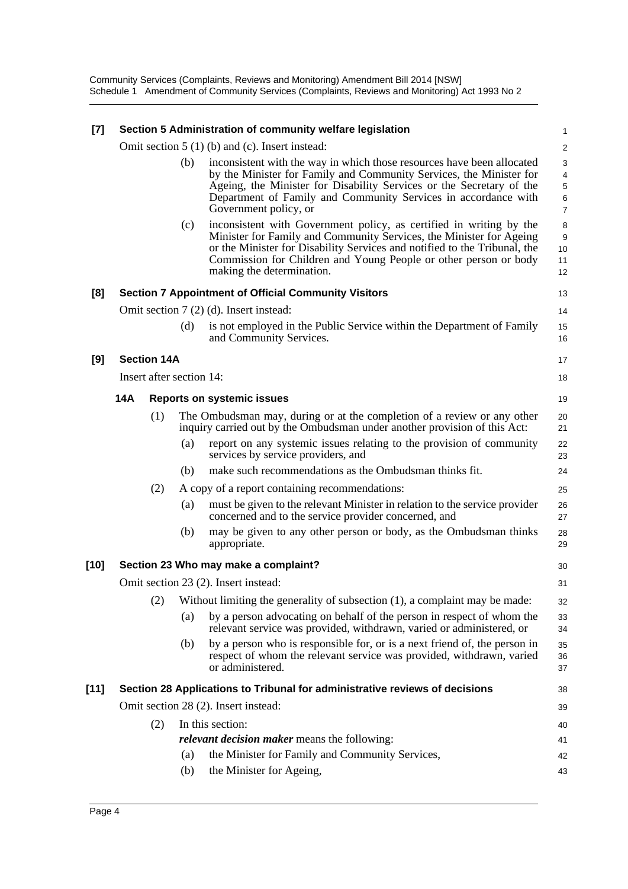**[7] Section 5 Administration of community welfare legislation**

Omit section 5 (1) (b) and (c). Insert instead:

(b) inconsistent with the way in which those resources have been allocated by the Minister for Family and Community Services, the Minister for Ageing, the Minister for Disability Services or the Secretary of the Department of Family and Community Services in accordance with Government policy, or

(c) inconsistent with Government policy, as certified in writing by the Minister for Family and Community Services, the Minister for Ageing or the Minister for Disability Services and notified to the Tribunal, the Commission for Children and Young People or other person or body making the determination.

**[8] Section 7 Appointment of Official Community Visitors**

Omit section 7 (2) (d). Insert instead:

(d) is not employed in the Public Service within the Department of Family and Community Services.

**[9] Section 14A**

Insert after section 14:

**14A Reports on systemic issues**

(1) The Ombudsman may, during or at the completion of a review or any other inquiry carried out by the Ombudsman under another provision of this Act:

(a) report on any systemic issues relating to the provision of community services by service providers, and

(b) make such recommendations as the Ombudsman thinks fit.

(2) A copy of a report containing recommendations:

(a) must be given to the relevant Minister in relation to the service provider concerned and to the service provider concerned, and

(b) may be given to any other person or body, as the Ombudsman thinks appropriate.

**[10] Section 23 Who may make a complaint?**

Omit section 23 (2). Insert instead:

(2) Without limiting the generality of subsection (1), a complaint may be made:

(a) by a person advocating on behalf of the person in respect of whom the relevant service was provided, withdrawn, varied or administered, or

(b) by a person who is responsible for, or is a next friend of, the person in respect of whom the relevant service was provided, withdrawn, varied or administered.

**[11] Section 28 Applications to Tribunal for administrative reviews of decisions**

Omit section 28 (2). Insert instead:

(2) In this section:

***relevant decision maker*** means the following:

(a) the Minister for Family and Community Services,

(b) the Minister for Ageing,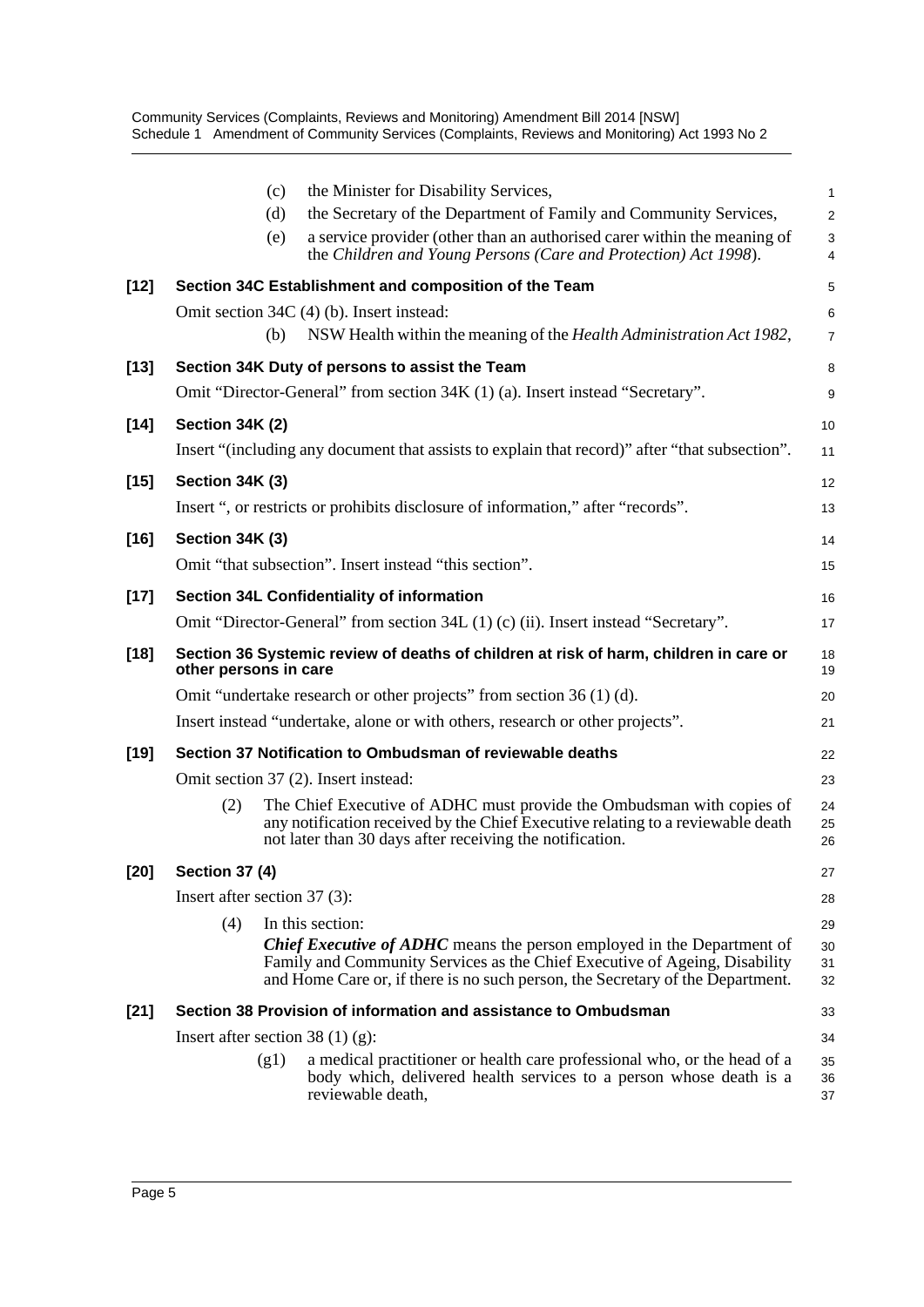(c) the Minister for Disability Services,

(d) the Secretary of the Department of Family and Community Services,

(e) a service provider (other than an authorised carer within the meaning of the *Children and Young Persons (Care and Protection) Act 1998*).

**[12] Section 34C Establishment and composition of the Team**

Omit section 34C (4) (b). Insert instead:

(b) NSW Health within the meaning of the *Health Administration Act 1982*,

**[13] Section 34K Duty of persons to assist the Team**

Omit "Director-General" from section 34K (1) (a). Insert instead "Secretary".

**[14] Section 34K (2)**

Insert "(including any document that assists to explain that record)" after "that subsection".

**[15] Section 34K (3)**

Insert ", or restricts or prohibits disclosure of information," after "records".

**[16] Section 34K (3)**

Omit "that subsection". Insert instead "this section".

**[17] Section 34L Confidentiality of information**

Omit "Director-General" from section 34L (1) (c) (ii). Insert instead "Secretary".

**[18] Section 36 Systemic review of deaths of children at risk of harm, children in care or other persons in care**

Omit "undertake research or other projects" from section 36 (1) (d).

Insert instead "undertake, alone or with others, research or other projects".

**[19] Section 37 Notification to Ombudsman of reviewable deaths**

Omit section 37 (2). Insert instead:

(2) The Chief Executive of ADHC must provide the Ombudsman with copies of any notification received by the Chief Executive relating to a reviewable death not later than 30 days after receiving the notification.

**[20] Section 37 (4)**

Insert after section 37 (3):

(4) In this section:

***Chief Executive of ADHC*** means the person employed in the Department of Family and Community Services as the Chief Executive of Ageing, Disability and Home Care or, if there is no such person, the Secretary of the Department.

**[21] Section 38 Provision of information and assistance to Ombudsman**

Insert after section 38 (1) (g):

(g1) a medical practitioner or health care professional who, or the head of a body which, delivered health services to a person whose death is a reviewable death,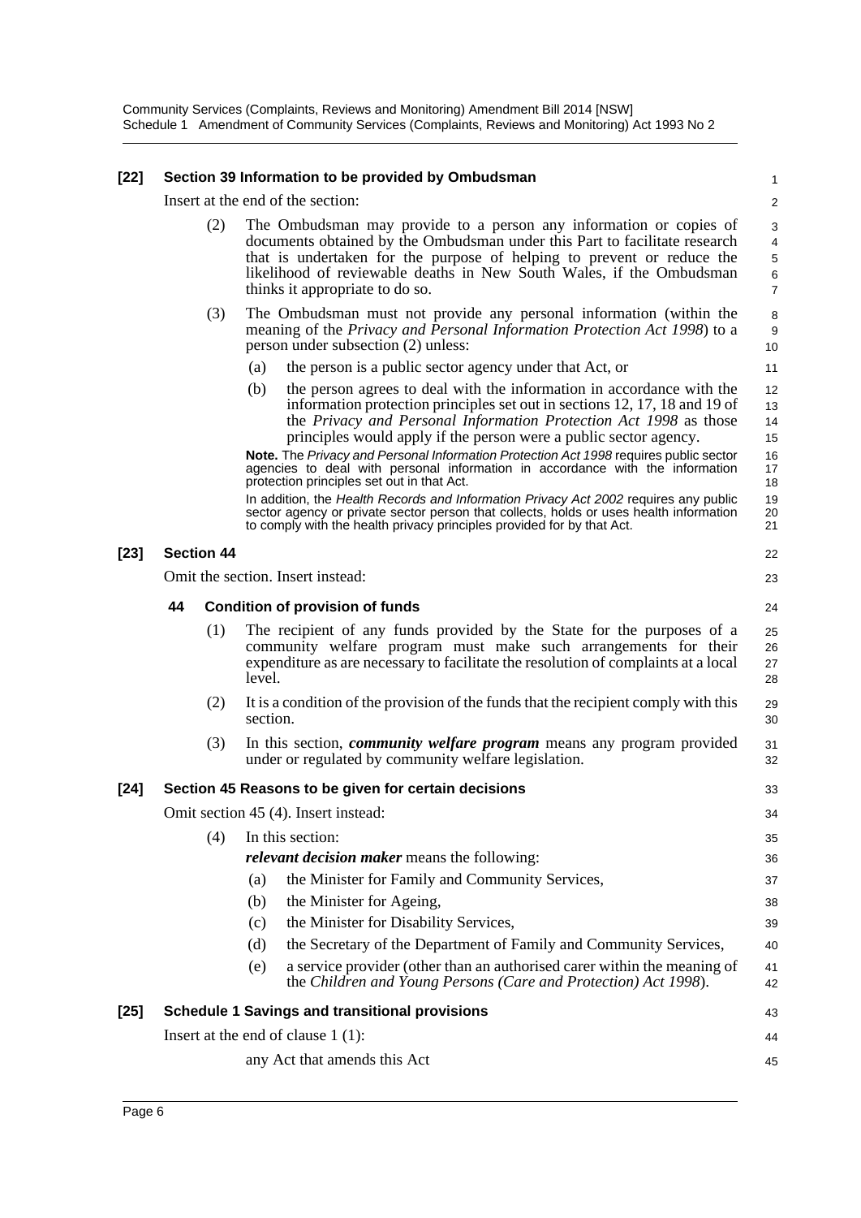**[22] Section 39 Information to be provided by Ombudsman**

Insert at the end of the section:

(2) The Ombudsman may provide to a person any information or copies of documents obtained by the Ombudsman under this Part to facilitate research that is undertaken for the purpose of helping to prevent or reduce the likelihood of reviewable deaths in New South Wales, if the Ombudsman thinks it appropriate to do so.

(3) The Ombudsman must not provide any personal information (within the meaning of the *Privacy and Personal Information Protection Act 1998*) to a person under subsection (2) unless:

(a) the person is a public sector agency under that Act, or

(b) the person agrees to deal with the information in accordance with the information protection principles set out in sections 12, 17, 18 and 19 of the *Privacy and Personal Information Protection Act 1998* as those principles would apply if the person were a public sector agency.

**Note.** The *Privacy and Personal Information Protection Act 1998* requires public sector agencies to deal with personal information in accordance with the information protection principles set out in that Act.

In addition, the *Health Records and Information Privacy Act 2002* requires any public sector agency or private sector person that collects, holds or uses health information to comply with the health privacy principles provided for by that Act.

**[23] Section 44**

Omit the section. Insert instead:

**44 Condition of provision of funds**

(1) The recipient of any funds provided by the State for the purposes of a community welfare program must make such arrangements for their expenditure as are necessary to facilitate the resolution of complaints at a local level.

(2) It is a condition of the provision of the funds that the recipient comply with this section.

(3) In this section, ***community welfare program*** means any program provided under or regulated by community welfare legislation.

**[24] Section 45 Reasons to be given for certain decisions**

Omit section 45 (4). Insert instead:

(4) In this section:

***relevant decision maker*** means the following:

(a) the Minister for Family and Community Services,

(b) the Minister for Ageing,

(c) the Minister for Disability Services,

(d) the Secretary of the Department of Family and Community Services,

(e) a service provider (other than an authorised carer within the meaning of the *Children and Young Persons (Care and Protection) Act 1998*).

**[25] Schedule 1 Savings and transitional provisions**

Insert at the end of clause 1 (1):

any Act that amends this Act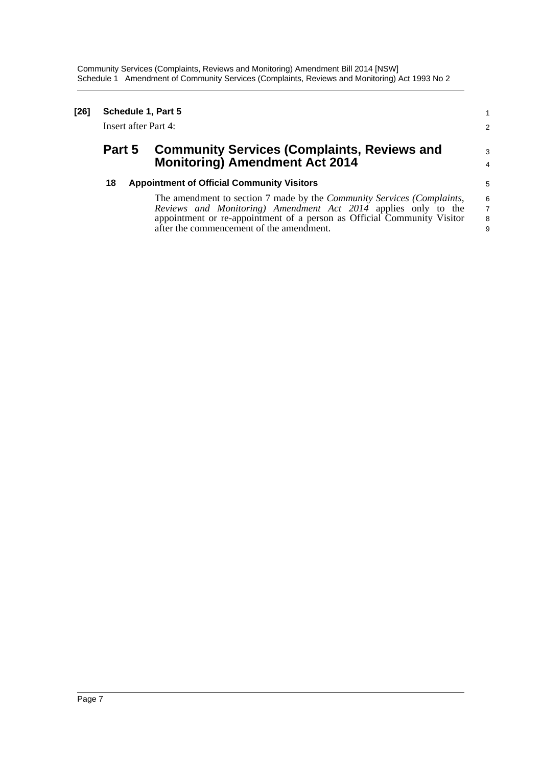**[26] Schedule 1, Part 5**

Insert after Part 4:

## Part 5 Community Services (Complaints, Reviews and Monitoring) Amendment Act 2014

### 18 Appointment of Official Community Visitors

The amendment to section 7 made by the *Community Services (Complaints, Reviews and Monitoring) Amendment Act 2014* applies only to the appointment or re-appointment of a person as Official Community Visitor after the commencement of the amendment.